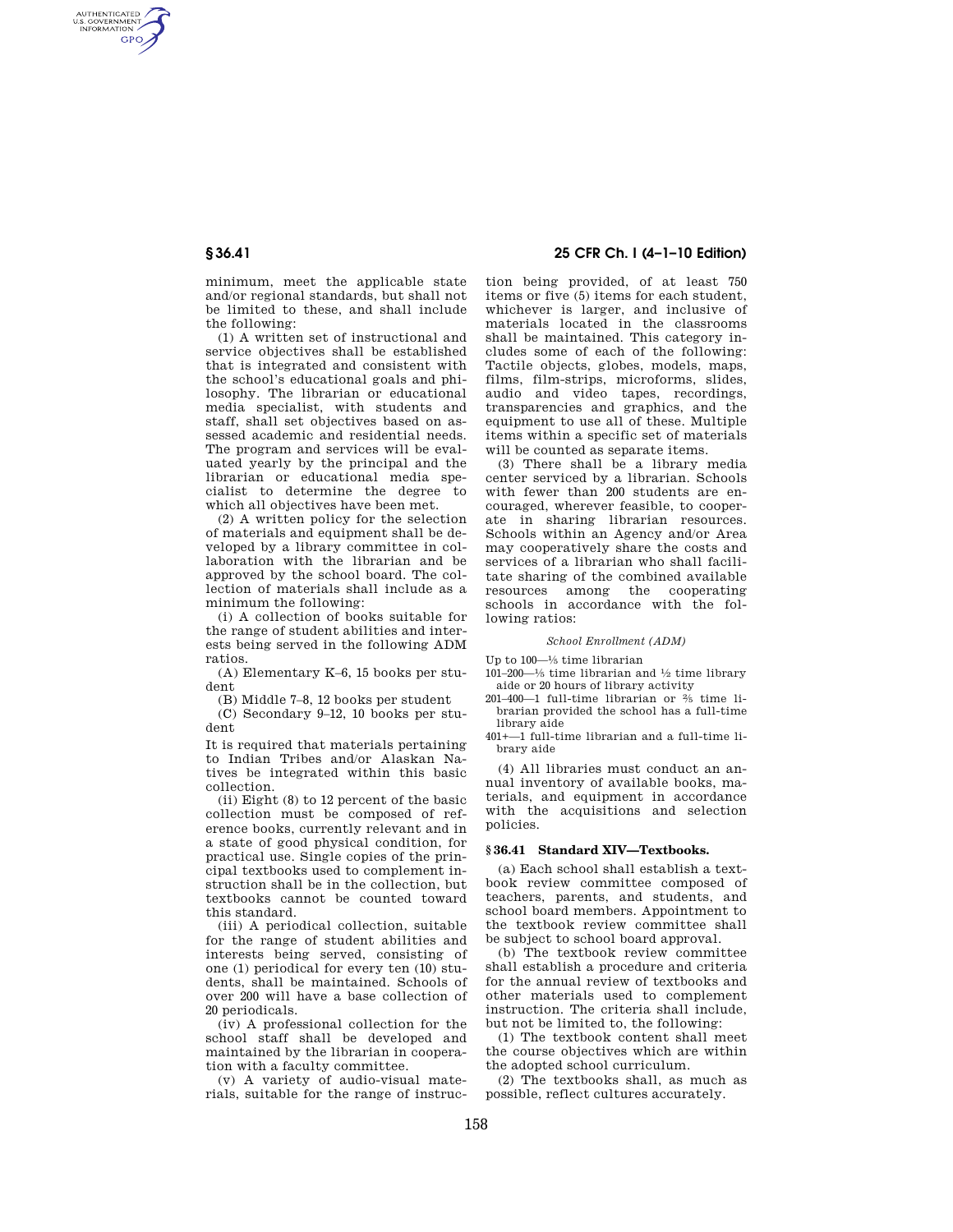minimum, meet the applicable state and/or regional standards, but shall not be limited to these, and shall include the following:

(1) A written set of instructional and service objectives shall be established that is integrated and consistent with the school's educational goals and philosophy. The librarian or educational media specialist, with students and staff, shall set objectives based on assessed academic and residential needs. The program and services will be evaluated yearly by the principal and the librarian or educational media specialist to determine the degree to which all objectives have been met.

(2) A written policy for the selection of materials and equipment shall be developed by a library committee in collaboration with the librarian and be approved by the school board. The collection of materials shall include as a minimum the following:

(i) A collection of books suitable for the range of student abilities and interests being served in the following ADM ratios.

(A) Elementary K–6, 15 books per student

(B) Middle 7–8, 12 books per student

(C) Secondary 9–12, 10 books per student

It is required that materials pertaining to Indian Tribes and/or Alaskan Natives be integrated within this basic collection.

(ii) Eight (8) to 12 percent of the basic collection must be composed of reference books, currently relevant and in a state of good physical condition, for practical use. Single copies of the principal textbooks used to complement instruction shall be in the collection, but textbooks cannot be counted toward this standard.

(iii) A periodical collection, suitable for the range of student abilities and interests being served, consisting of one (1) periodical for every ten (10) students, shall be maintained. Schools of over 200 will have a base collection of 20 periodicals.

(iv) A professional collection for the school staff shall be developed and maintained by the librarian in cooperation with a faculty committee.

(v) A variety of audio-visual materials, suitable for the range of instruction being provided, of at least 750 items or five (5) items for each student, whichever is larger, and inclusive of materials located in the classrooms shall be maintained. This category includes some of each of the following: Tactile objects, globes, models, maps, films, film-strips, microforms, slides, audio and video tapes, recordings, transparencies and graphics, and the equipment to use all of these. Multiple items within a specific set of materials will be counted as separate items.

(3) There shall be a library media center serviced by a librarian. Schools with fewer than 200 students are encouraged, wherever feasible, to cooperate in sharing librarian resources. Schools within an Agency and/or Area may cooperatively share the costs and services of a librarian who shall facilitate sharing of the combined available resources among the cooperating schools in accordance with the following ratios:

*School Enrollment (ADM)*

Up to 100—⅓ time librarian

101–200—⅓ time librarian and ½ time library aide or 20 hours of library activity

201–400—1 full-time librarian or ⅔ time librarian provided the school has a full-time library aide

401+—1 full-time librarian and a full-time library aide

(4) All libraries must conduct an annual inventory of available books, materials, and equipment in accordance with the acquisitions and selection policies.

## § 36.41 Standard XIV—Textbooks.

(a) Each school shall establish a textbook review committee composed of teachers, parents, and students, and school board members. Appointment to the textbook review committee shall be subject to school board approval.

(b) The textbook review committee shall establish a procedure and criteria for the annual review of textbooks and other materials used to complement instruction. The criteria shall include, but not be limited to, the following:

(1) The textbook content shall meet the course objectives which are within the adopted school curriculum.

(2) The textbooks shall, as much as possible, reflect cultures accurately.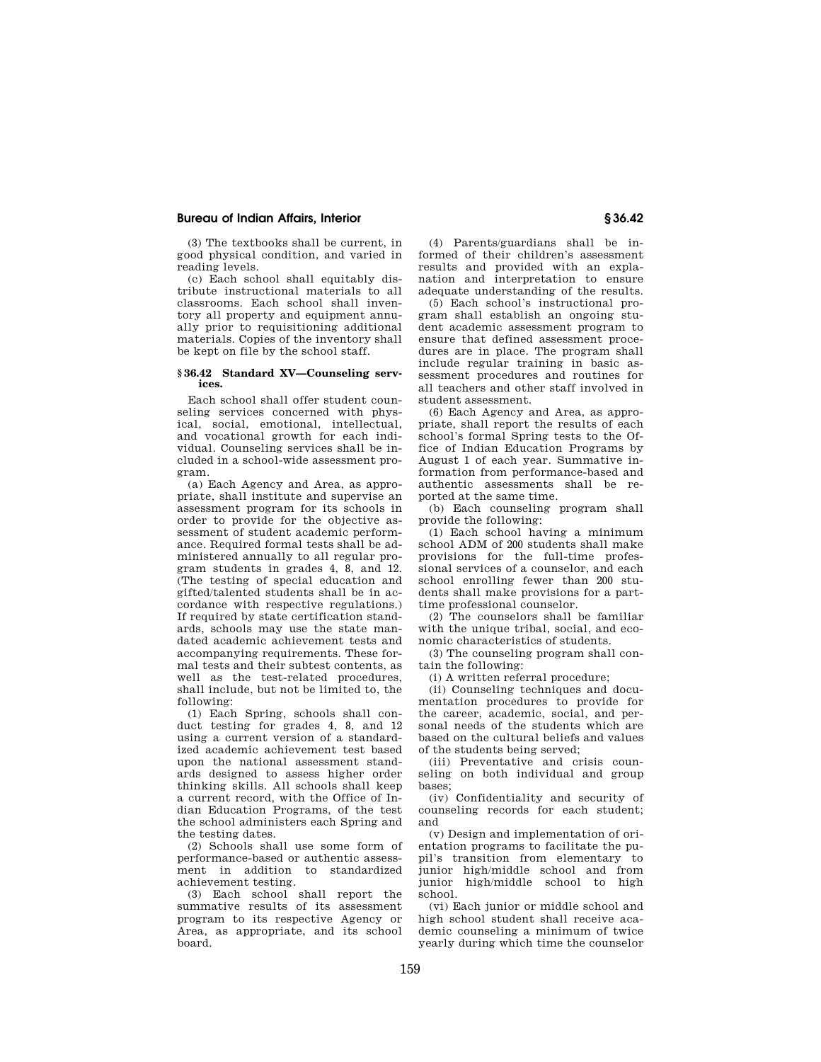(3) The textbooks shall be current, in good physical condition, and varied in reading levels.

(c) Each school shall equitably distribute instructional materials to all classrooms. Each school shall inventory all property and equipment annually prior to requisitioning additional materials. Copies of the inventory shall be kept on file by the school staff.

### § 36.42 Standard XV—Counseling services.

Each school shall offer student counseling services concerned with physical, social, emotional, intellectual, and vocational growth for each individual. Counseling services shall be included in a school-wide assessment program.

(a) Each Agency and Area, as appropriate, shall institute and supervise an assessment program for its schools in order to provide for the objective assessment of student academic performance. Required formal tests shall be administered annually to all regular program students in grades 4, 8, and 12. (The testing of special education and gifted/talented students shall be in accordance with respective regulations.) If required by state certification standards, schools may use the state mandated academic achievement tests and accompanying requirements. These formal tests and their subtest contents, as well as the test-related procedures, shall include, but not be limited to, the following:

(1) Each Spring, schools shall conduct testing for grades 4, 8, and 12 using a current version of a standardized academic achievement test based upon the national assessment standards designed to assess higher order thinking skills. All schools shall keep a current record, with the Office of Indian Education Programs, of the test the school administers each Spring and the testing dates.

(2) Schools shall use some form of performance-based or authentic assessment in addition to standardized achievement testing.

(3) Each school shall report the summative results of its assessment program to its respective Agency or Area, as appropriate, and its school board.

(4) Parents/guardians shall be informed of their children's assessment results and provided with an explanation and interpretation to ensure adequate understanding of the results.

(5) Each school's instructional program shall establish an ongoing student academic assessment program to ensure that defined assessment procedures are in place. The program shall include regular training in basic assessment procedures and routines for all teachers and other staff involved in student assessment.

(6) Each Agency and Area, as appropriate, shall report the results of each school's formal Spring tests to the Office of Indian Education Programs by August 1 of each year. Summative information from performance-based and authentic assessments shall be reported at the same time.

(b) Each counseling program shall provide the following:

(1) Each school having a minimum school ADM of 200 students shall make provisions for the full-time professional services of a counselor, and each school enrolling fewer than 200 students shall make provisions for a part-time professional counselor.

(2) The counselors shall be familiar with the unique tribal, social, and economic characteristics of students.

(3) The counseling program shall contain the following:

(i) A written referral procedure;

(ii) Counseling techniques and documentation procedures to provide for the career, academic, social, and personal needs of the students which are based on the cultural beliefs and values of the students being served;

(iii) Preventative and crisis counseling on both individual and group bases;

(iv) Confidentiality and security of counseling records for each student; and

(v) Design and implementation of orientation programs to facilitate the pupil's transition from elementary to junior high/middle school and from junior high/middle school to high school.

(vi) Each junior or middle school and high school student shall receive academic counseling a minimum of twice yearly during which time the counselor